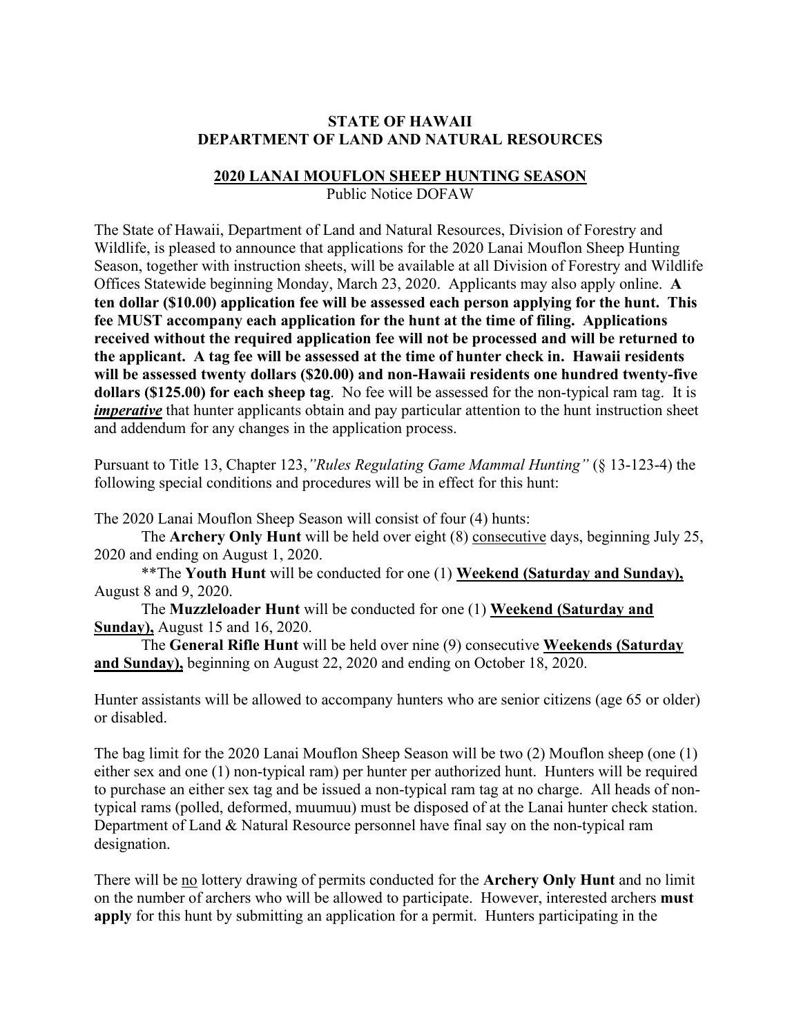**STATE OF HAWAII**
**DEPARTMENT OF LAND AND NATURAL RESOURCES**

**2020 LANAI MOUFLON SHEEP HUNTING SEASON**
Public Notice DOFAW

The State of Hawaii, Department of Land and Natural Resources, Division of Forestry and Wildlife, is pleased to announce that applications for the 2020 Lanai Mouflon Sheep Hunting Season, together with instruction sheets, will be available at all Division of Forestry and Wildlife Offices Statewide beginning Monday, March 23, 2020. Applicants may also apply online. **A ten dollar ($10.00) application fee will be assessed each person applying for the hunt. This fee MUST accompany each application for the hunt at the time of filing. Applications received without the required application fee will not be processed and will be returned to the applicant. A tag fee will be assessed at the time of hunter check in. Hawaii residents will be assessed twenty dollars ($20.00) and non-Hawaii residents one hundred twenty-five dollars ($125.00) for each sheep tag**. No fee will be assessed for the non-typical ram tag. It is ***imperative*** that hunter applicants obtain and pay particular attention to the hunt instruction sheet and addendum for any changes in the application process.

Pursuant to Title 13, Chapter 123,*"Rules Regulating Game Mammal Hunting"* (§ 13-123-4) the following special conditions and procedures will be in effect for this hunt:

The 2020 Lanai Mouflon Sheep Season will consist of four (4) hunts:

The **Archery Only Hunt** will be held over eight (8) consecutive days, beginning July 25, 2020 and ending on August 1, 2020.

\*\*The **Youth Hunt** will be conducted for one (1) **Weekend (Saturday and Sunday),** August 8 and 9, 2020.

The **Muzzleloader Hunt** will be conducted for one (1) **Weekend (Saturday and Sunday),** August 15 and 16, 2020.

The **General Rifle Hunt** will be held over nine (9) consecutive **Weekends (Saturday and Sunday),** beginning on August 22, 2020 and ending on October 18, 2020.

Hunter assistants will be allowed to accompany hunters who are senior citizens (age 65 or older) or disabled.

The bag limit for the 2020 Lanai Mouflon Sheep Season will be two (2) Mouflon sheep (one (1) either sex and one (1) non-typical ram) per hunter per authorized hunt. Hunters will be required to purchase an either sex tag and be issued a non-typical ram tag at no charge. All heads of non-typical rams (polled, deformed, muumuu) must be disposed of at the Lanai hunter check station. Department of Land & Natural Resource personnel have final say on the non-typical ram designation.

There will be no lottery drawing of permits conducted for the **Archery Only Hunt** and no limit on the number of archers who will be allowed to participate. However, interested archers **must apply** for this hunt by submitting an application for a permit. Hunters participating in the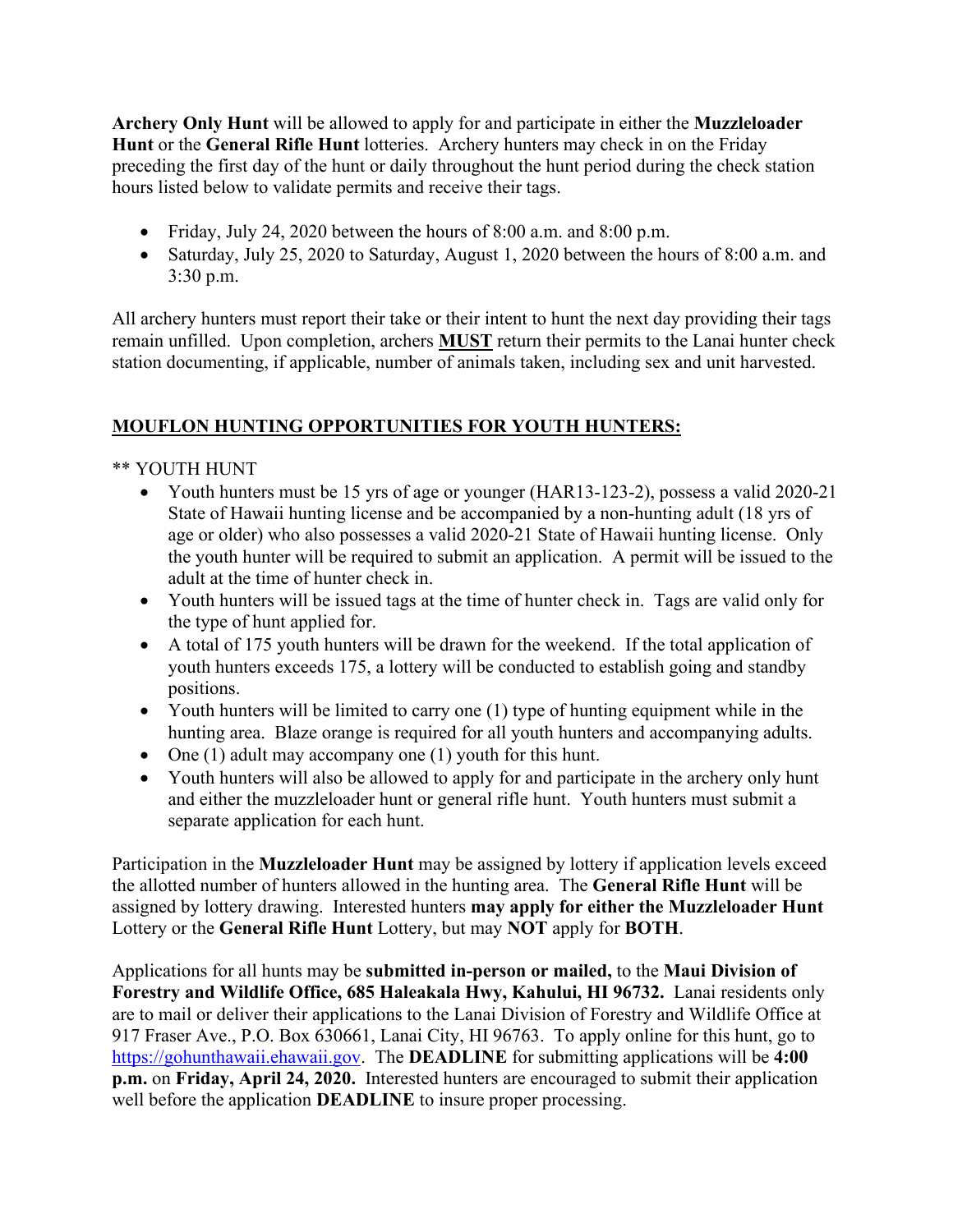**Archery Only Hunt** will be allowed to apply for and participate in either the **Muzzleloader Hunt** or the **General Rifle Hunt** lotteries. Archery hunters may check in on the Friday preceding the first day of the hunt or daily throughout the hunt period during the check station hours listed below to validate permits and receive their tags.

- Friday, July 24, 2020 between the hours of 8:00 a.m. and 8:00 p.m.
- Saturday, July 25, 2020 to Saturday, August 1, 2020 between the hours of 8:00 a.m. and 3:30 p.m.

All archery hunters must report their take or their intent to hunt the next day providing their tags remain unfilled. Upon completion, archers **MUST** return their permits to the Lanai hunter check station documenting, if applicable, number of animals taken, including sex and unit harvested.

## MOUFLON HUNTING OPPORTUNITIES FOR YOUTH HUNTERS:

** YOUTH HUNT

- Youth hunters must be 15 yrs of age or younger (HAR13-123-2), possess a valid 2020-21 State of Hawaii hunting license and be accompanied by a non-hunting adult (18 yrs of age or older) who also possesses a valid 2020-21 State of Hawaii hunting license. Only the youth hunter will be required to submit an application. A permit will be issued to the adult at the time of hunter check in.
- Youth hunters will be issued tags at the time of hunter check in. Tags are valid only for the type of hunt applied for.
- A total of 175 youth hunters will be drawn for the weekend. If the total application of youth hunters exceeds 175, a lottery will be conducted to establish going and standby positions.
- Youth hunters will be limited to carry one (1) type of hunting equipment while in the hunting area. Blaze orange is required for all youth hunters and accompanying adults.
- One (1) adult may accompany one (1) youth for this hunt.
- Youth hunters will also be allowed to apply for and participate in the archery only hunt and either the muzzleloader hunt or general rifle hunt. Youth hunters must submit a separate application for each hunt.

Participation in the **Muzzleloader Hunt** may be assigned by lottery if application levels exceed the allotted number of hunters allowed in the hunting area. The **General Rifle Hunt** will be assigned by lottery drawing. Interested hunters **may apply for either the Muzzleloader Hunt** Lottery or the **General Rifle Hunt** Lottery, but may **NOT** apply for **BOTH**.

Applications for all hunts may be **submitted in-person or mailed,** to the **Maui Division of Forestry and Wildlife Office, 685 Haleakala Hwy, Kahului, HI 96732.** Lanai residents only are to mail or deliver their applications to the Lanai Division of Forestry and Wildlife Office at 917 Fraser Ave., P.O. Box 630661, Lanai City, HI 96763. To apply online for this hunt, go to https://gohunthawaii.ehawaii.gov. The **DEADLINE** for submitting applications will be **4:00 p.m.** on **Friday, April 24, 2020.** Interested hunters are encouraged to submit their application well before the application **DEADLINE** to insure proper processing.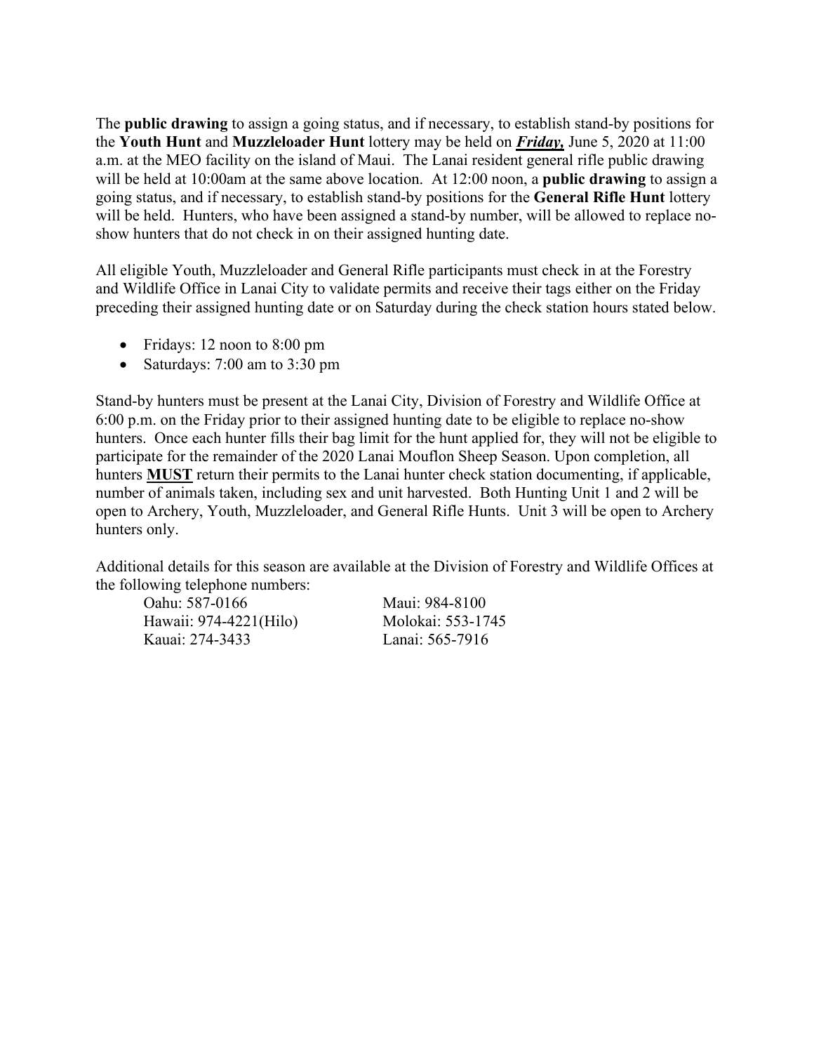The **public drawing** to assign a going status, and if necessary, to establish stand-by positions for the **Youth Hunt** and **Muzzleloader Hunt** lottery may be held on ***Friday,*** June 5, 2020 at 11:00 a.m. at the MEO facility on the island of Maui. The Lanai resident general rifle public drawing will be held at 10:00am at the same above location. At 12:00 noon, a **public drawing** to assign a going status, and if necessary, to establish stand-by positions for the **General Rifle Hunt** lottery will be held. Hunters, who have been assigned a stand-by number, will be allowed to replace no-show hunters that do not check in on their assigned hunting date.

All eligible Youth, Muzzleloader and General Rifle participants must check in at the Forestry and Wildlife Office in Lanai City to validate permits and receive their tags either on the Friday preceding their assigned hunting date or on Saturday during the check station hours stated below.

- Fridays: 12 noon to 8:00 pm
- Saturdays: 7:00 am to 3:30 pm

Stand-by hunters must be present at the Lanai City, Division of Forestry and Wildlife Office at 6:00 p.m. on the Friday prior to their assigned hunting date to be eligible to replace no-show hunters. Once each hunter fills their bag limit for the hunt applied for, they will not be eligible to participate for the remainder of the 2020 Lanai Mouflon Sheep Season. Upon completion, all hunters **MUST** return their permits to the Lanai hunter check station documenting, if applicable, number of animals taken, including sex and unit harvested. Both Hunting Unit 1 and 2 will be open to Archery, Youth, Muzzleloader, and General Rifle Hunts. Unit 3 will be open to Archery hunters only.

Additional details for this season are available at the Division of Forestry and Wildlife Offices at the following telephone numbers:

Oahu: 587-0166
Hawaii: 974-4221(Hilo)
Kauai: 274-3433
Maui: 984-8100
Molokai: 553-1745
Lanai: 565-7916